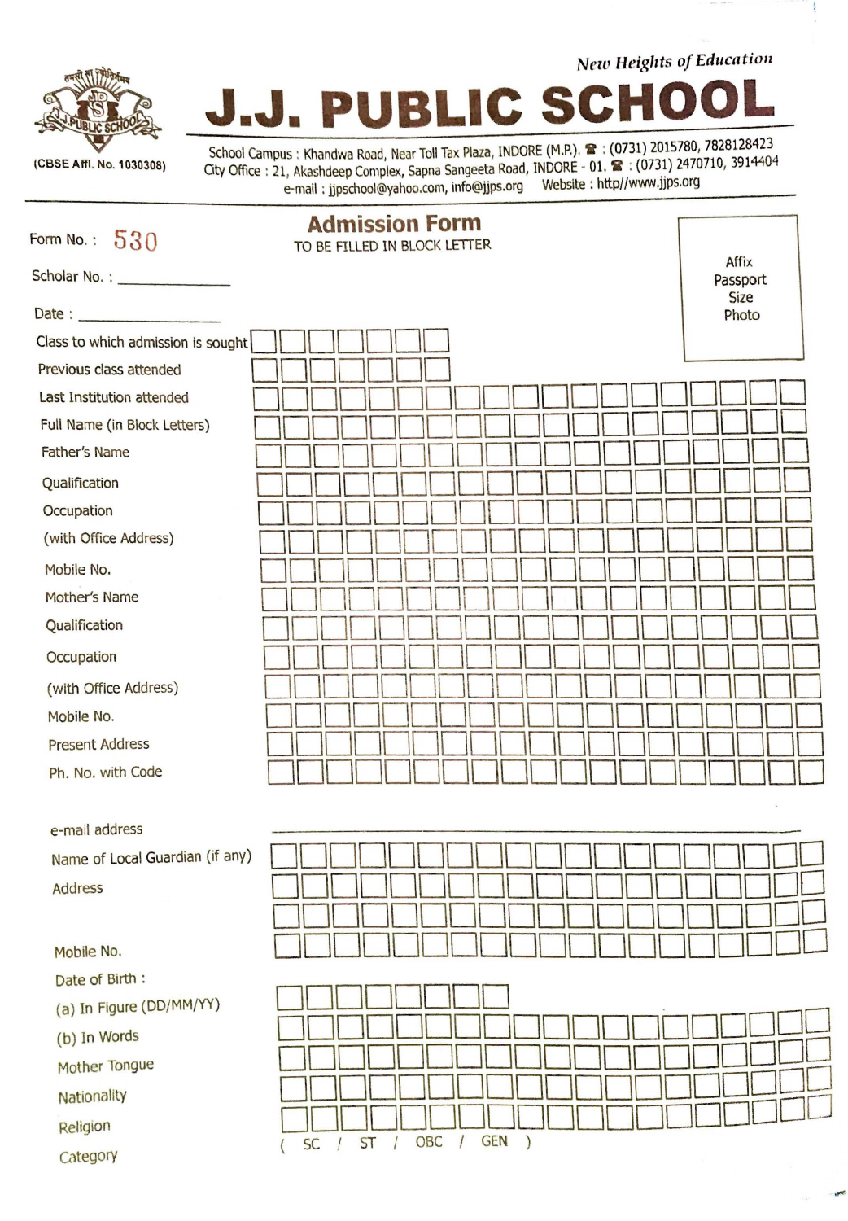*New Heights of Education*

# J.J. PUBLIC SCHOOL

(CBSE Affl. No. 1030308)

School Campus : Khandwa Road, Near Toll Tax Plaza, INDORE (M.P.). ☎ : (0731) 2015780, 7828128423
City Office : 21, Akashdeep Complex, Sapna Sangeeta Road, INDORE - 01. ☎ : (0731) 2470710, 3914404
e-mail : jjpschool@yahoo.com, info@jjps.org Website : http//www.jjps.org

## Admission Form

TO BE FILLED IN BLOCK LETTER

Form No. : 530

Scholar No. : ____________

Date : ________________

Affix Passport Size Photo

Class to which admission is sought

Previous class attended

Last Institution attended

Full Name (in Block Letters)

Father's Name

Qualification

Occupation

(with Office Address)

Mobile No.

Mother's Name

Qualification

Occupation

(with Office Address)

Mobile No.

Present Address

Ph. No. with Code

e-mail address ________________________________

Name of Local Guardian (if any)

Address

Mobile No.

Date of Birth :

(a) In Figure (DD/MM/YY)

(b) In Words

Mother Tongue

Nationality

Religion

Category ( SC / ST / OBC / GEN )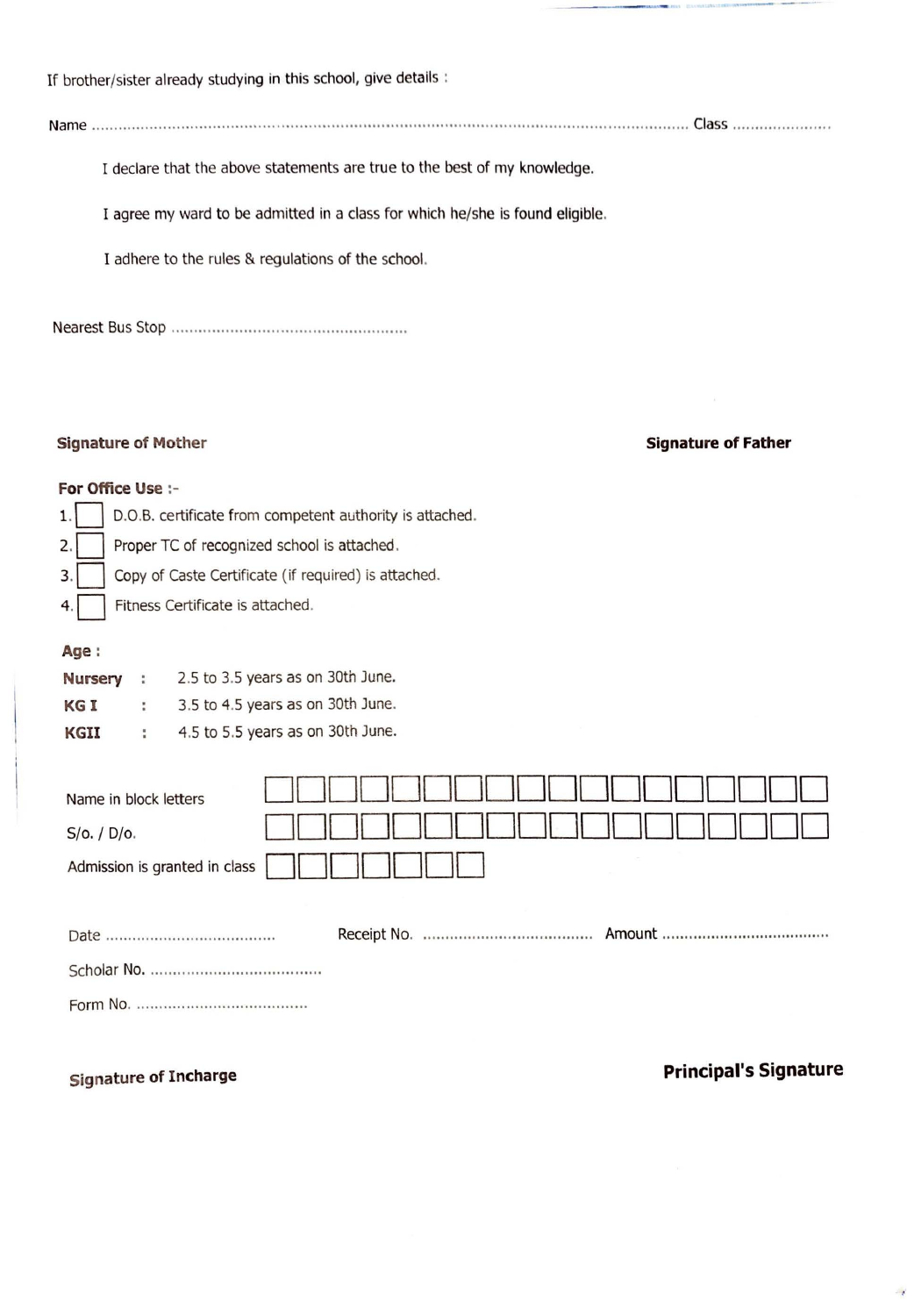If brother/sister already studying in this school, give details :

Name ........................................................................................................................ Class ......................

I declare that the above statements are true to the best of my knowledge.

I agree my ward to be admitted in a class for which he/she is found eligible.

I adhere to the rules & regulations of the school.

Nearest Bus Stop ....................................................

**Signature of Mother** **Signature of Father**

**For Office Use :-**

1. ☐ D.O.B. certificate from competent authority is attached.
2. ☐ Proper TC of recognized school is attached.
3. ☐ Copy of Caste Certificate (if required) is attached.
4. ☐ Fitness Certificate is attached.

**Age :**

**Nursery** : 2.5 to 3.5 years as on 30th June.

**KG I** : 3.5 to 4.5 years as on 30th June.

**KGII** : 4.5 to 5.5 years as on 30th June.

Name in block letters ☐☐☐☐☐☐☐☐☐☐☐☐☐☐☐☐☐☐

S/o. / D/o. ☐☐☐☐☐☐☐☐☐☐☐☐☐☐☐☐☐☐

Admission is granted in class ☐☐☐☐☐☐☐

Date ...................................... Receipt No. ...................................... Amount ......................................

Scholar No. ......................................

Form No. ......................................

**Signature of Incharge** **Principal's Signature**